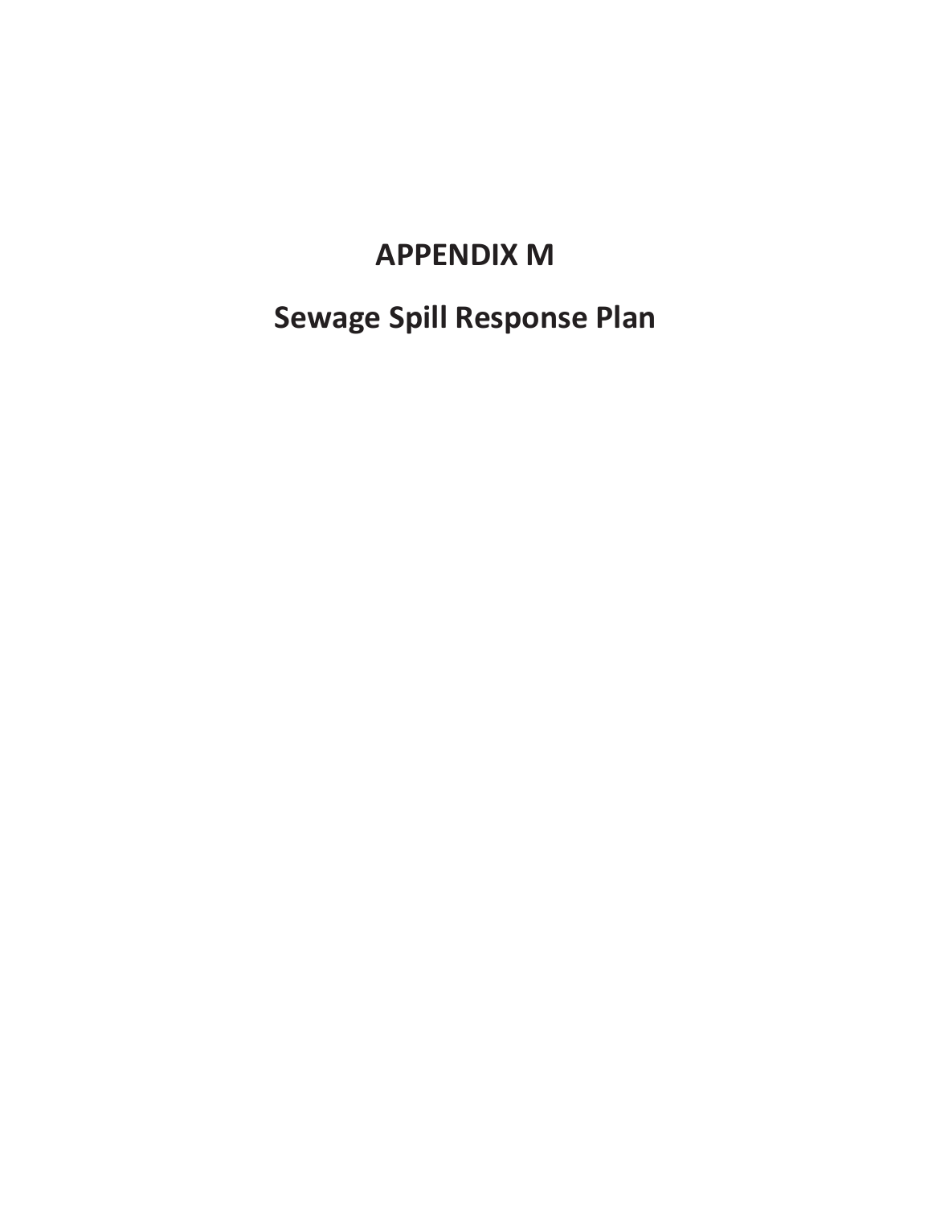# APPENDIX M

# Sewage Spill Response Plan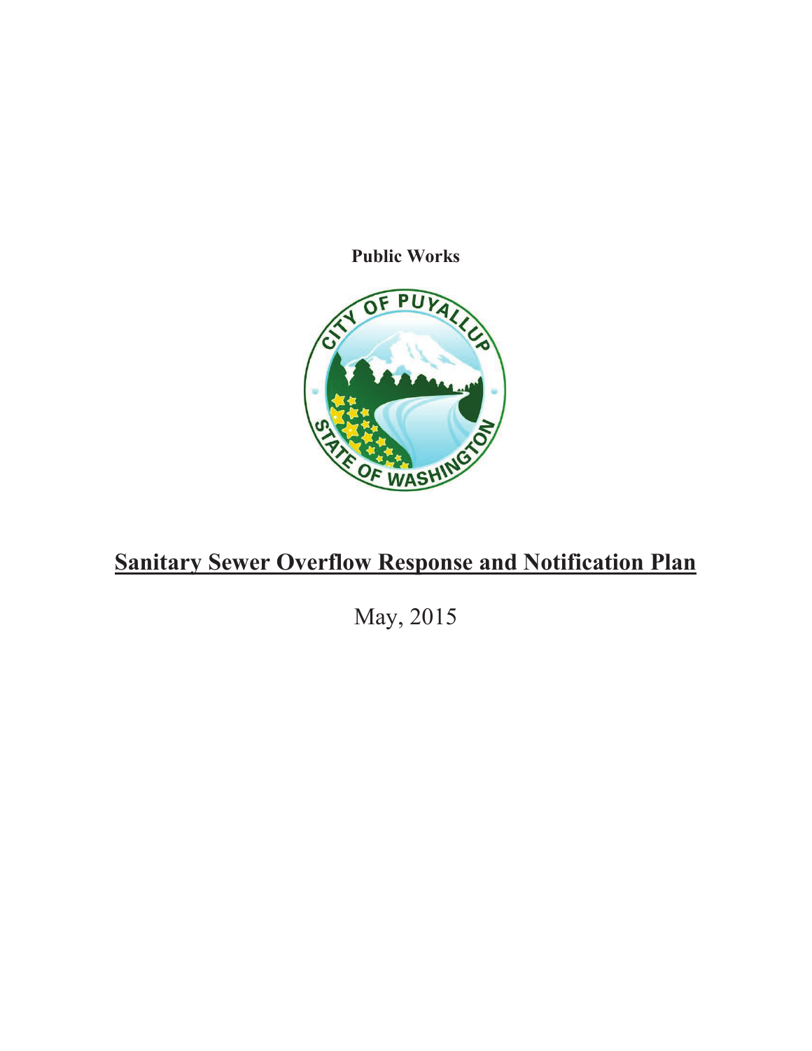**Public Works**

# Sanitary Sewer Overflow Response and Notification Plan

May, 2015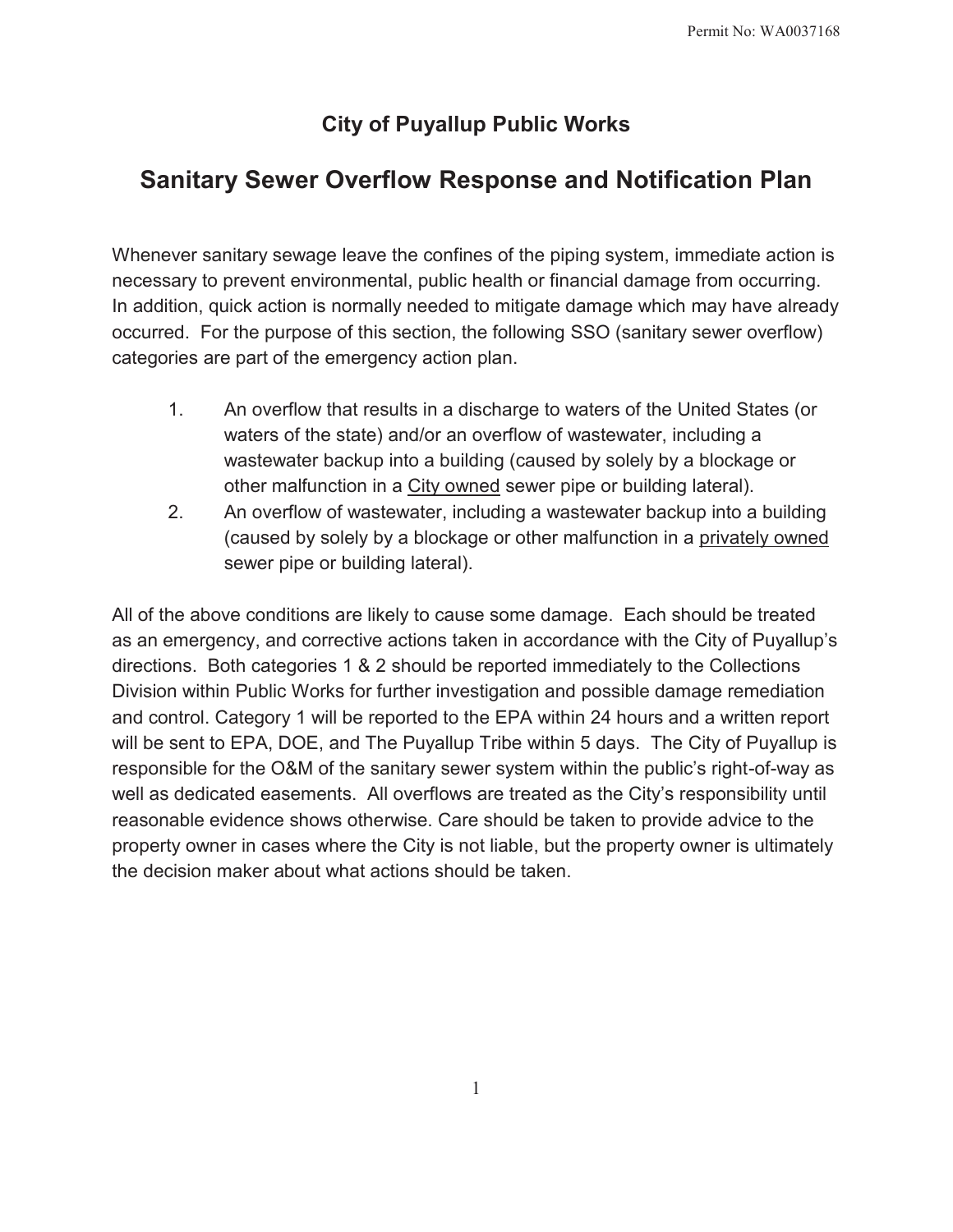# City of Puyallup Public Works

## Sanitary Sewer Overflow Response and Notification Plan

Whenever sanitary sewage leave the confines of the piping system, immediate action is necessary to prevent environmental, public health or financial damage from occurring. In addition, quick action is normally needed to mitigate damage which may have already occurred. For the purpose of this section, the following SSO (sanitary sewer overflow) categories are part of the emergency action plan.

1. An overflow that results in a discharge to waters of the United States (or waters of the state) and/or an overflow of wastewater, including a wastewater backup into a building (caused by solely by a blockage or other malfunction in a <u>City owned</u> sewer pipe or building lateral).
2. An overflow of wastewater, including a wastewater backup into a building (caused by solely by a blockage or other malfunction in a <u>privately owned</u> sewer pipe or building lateral).

All of the above conditions are likely to cause some damage. Each should be treated as an emergency, and corrective actions taken in accordance with the City of Puyallup's directions. Both categories 1 & 2 should be reported immediately to the Collections Division within Public Works for further investigation and possible damage remediation and control. Category 1 will be reported to the EPA within 24 hours and a written report will be sent to EPA, DOE, and The Puyallup Tribe within 5 days. The City of Puyallup is responsible for the O&M of the sanitary sewer system within the public's right-of-way as well as dedicated easements. All overflows are treated as the City's responsibility until reasonable evidence shows otherwise. Care should be taken to provide advice to the property owner in cases where the City is not liable, but the property owner is ultimately the decision maker about what actions should be taken.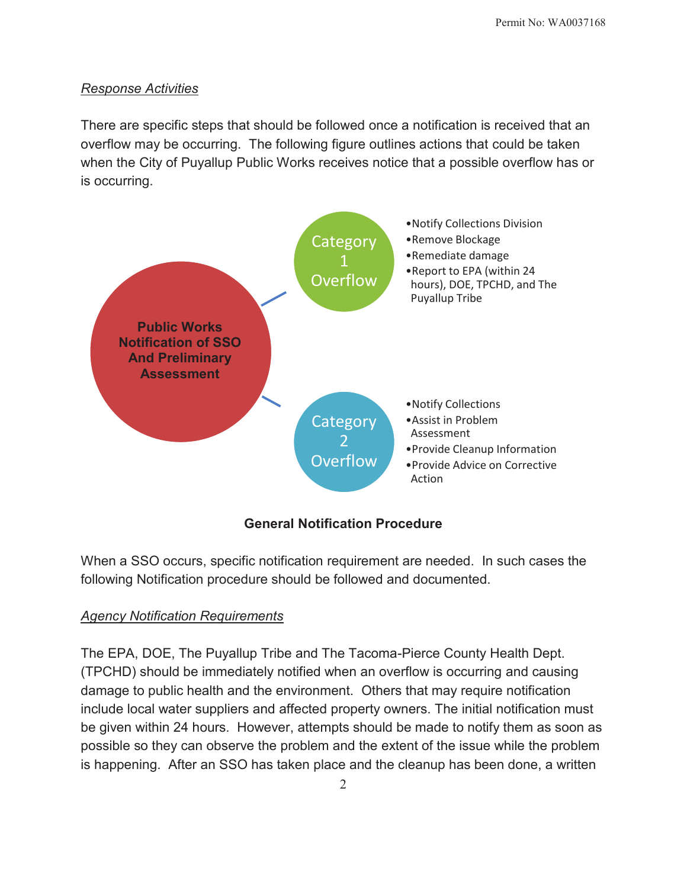*Response Activities*

There are specific steps that should be followed once a notification is received that an overflow may be occurring. The following figure outlines actions that could be taken when the City of Puyallup Public Works receives notice that a possible overflow has or is occurring.

**Public Works Notification of SSO And Preliminary Assessment**

Category 1 Overflow

- Notify Collections Division
- Remove Blockage
- Remediate damage
- Report to EPA (within 24 hours), DOE, TPCHD, and The Puyallup Tribe

Category 2 Overflow

- Notify Collections
- Assist in Problem Assessment
- Provide Cleanup Information
- Provide Advice on Corrective Action

**General Notification Procedure**

When a SSO occurs, specific notification requirement are needed. In such cases the following Notification procedure should be followed and documented.

*Agency Notification Requirements*

The EPA, DOE, The Puyallup Tribe and The Tacoma-Pierce County Health Dept. (TPCHD) should be immediately notified when an overflow is occurring and causing damage to public health and the environment. Others that may require notification include local water suppliers and affected property owners. The initial notification must be given within 24 hours. However, attempts should be made to notify them as soon as possible so they can observe the problem and the extent of the issue while the problem is happening. After an SSO has taken place and the cleanup has been done, a written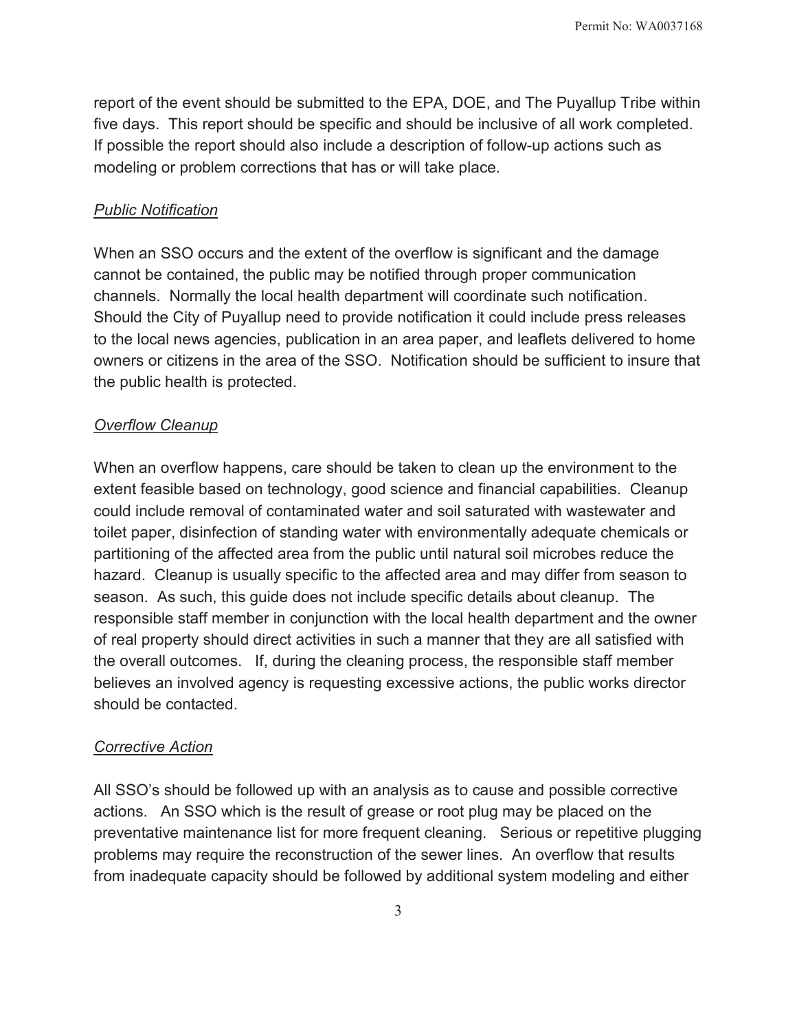report of the event should be submitted to the EPA, DOE, and The Puyallup Tribe within five days. This report should be specific and should be inclusive of all work completed. If possible the report should also include a description of follow-up actions such as modeling or problem corrections that has or will take place.

*Public Notification*

When an SSO occurs and the extent of the overflow is significant and the damage cannot be contained, the public may be notified through proper communication channels. Normally the local health department will coordinate such notification. Should the City of Puyallup need to provide notification it could include press releases to the local news agencies, publication in an area paper, and leaflets delivered to home owners or citizens in the area of the SSO. Notification should be sufficient to insure that the public health is protected.

*Overflow Cleanup*

When an overflow happens, care should be taken to clean up the environment to the extent feasible based on technology, good science and financial capabilities. Cleanup could include removal of contaminated water and soil saturated with wastewater and toilet paper, disinfection of standing water with environmentally adequate chemicals or partitioning of the affected area from the public until natural soil microbes reduce the hazard. Cleanup is usually specific to the affected area and may differ from season to season. As such, this guide does not include specific details about cleanup. The responsible staff member in conjunction with the local health department and the owner of real property should direct activities in such a manner that they are all satisfied with the overall outcomes. If, during the cleaning process, the responsible staff member believes an involved agency is requesting excessive actions, the public works director should be contacted.

*Corrective Action*

All SSO's should be followed up with an analysis as to cause and possible corrective actions. An SSO which is the result of grease or root plug may be placed on the preventative maintenance list for more frequent cleaning. Serious or repetitive plugging problems may require the reconstruction of the sewer lines. An overflow that results from inadequate capacity should be followed by additional system modeling and either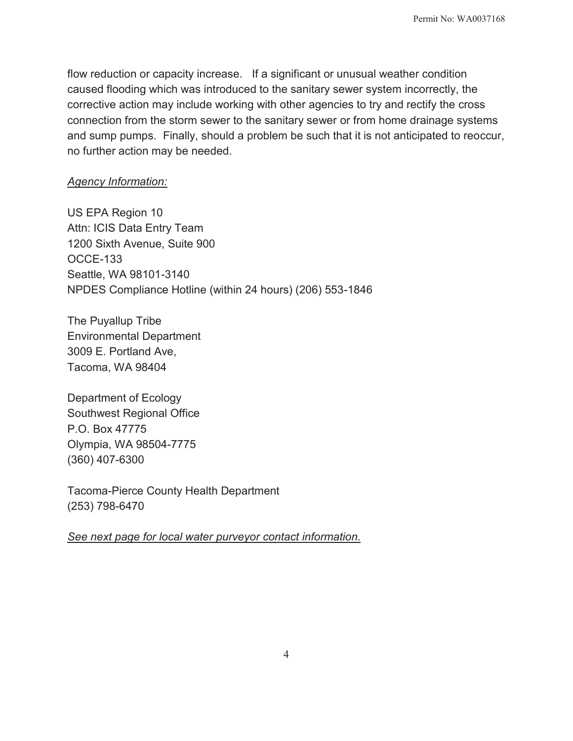flow reduction or capacity increase. If a significant or unusual weather condition caused flooding which was introduced to the sanitary sewer system incorrectly, the corrective action may include working with other agencies to try and rectify the cross connection from the storm sewer to the sanitary sewer or from home drainage systems and sump pumps. Finally, should a problem be such that it is not anticipated to reoccur, no further action may be needed.

*Agency Information:*

US EPA Region 10
Attn: ICIS Data Entry Team
1200 Sixth Avenue, Suite 900
OCCE-133
Seattle, WA 98101-3140
NPDES Compliance Hotline (within 24 hours) (206) 553-1846

The Puyallup Tribe
Environmental Department
3009 E. Portland Ave,
Tacoma, WA 98404

Department of Ecology
Southwest Regional Office
P.O. Box 47775
Olympia, WA 98504-7775
(360) 407-6300

Tacoma-Pierce County Health Department
(253) 798-6470

*See next page for local water purveyor contact information.*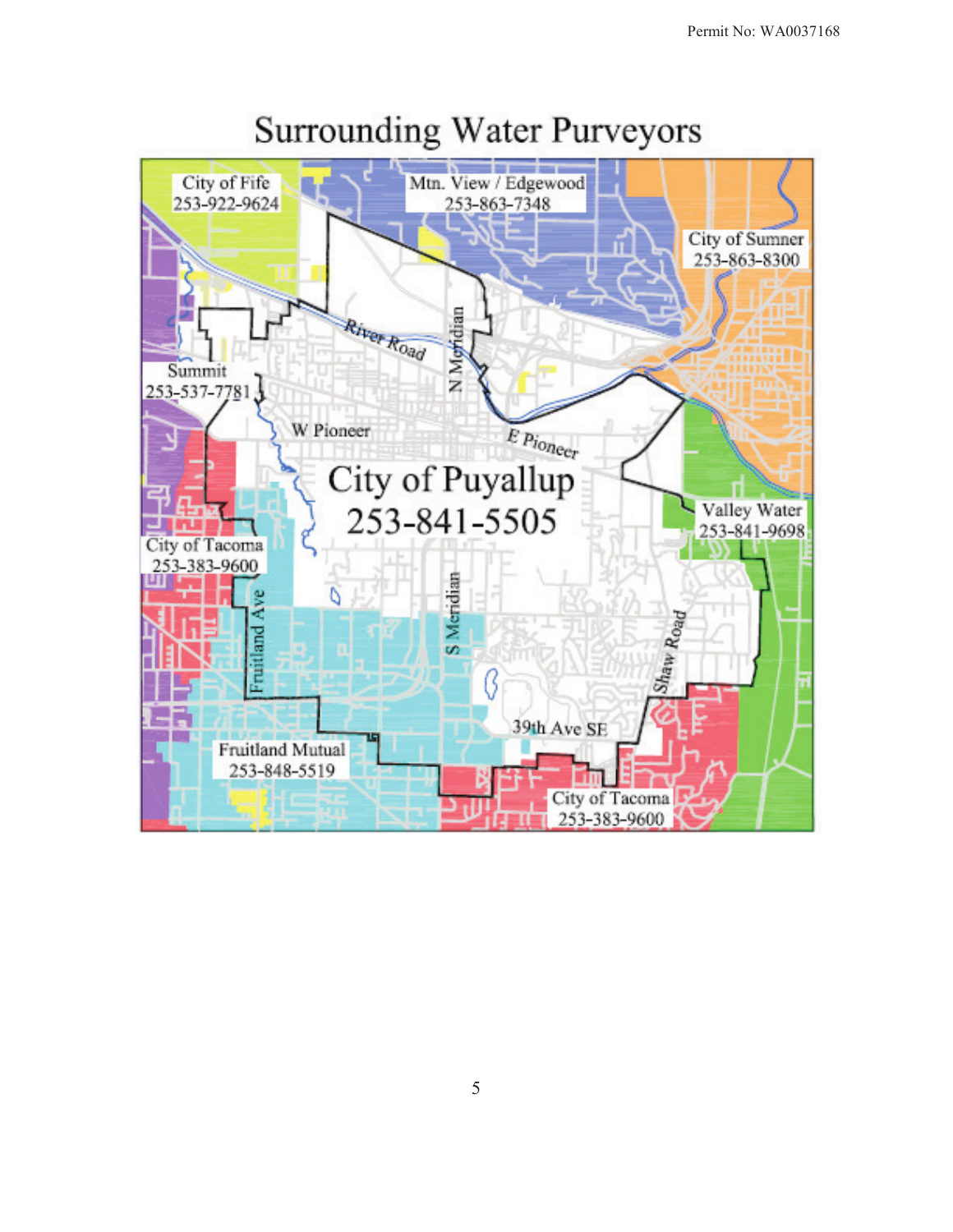# Surrounding Water Purveyors

City of Fife
253-922-9624

Mtn. View / Edgewood
253-863-7348

City of Sumner
253-863-8300

River Road

N Meridian

Summit
253-537-7781

W Pioneer

E Pioneer

City of Puyallup
253-841-5505

Valley Water
253-841-9698

City of Tacoma
253-383-9600

Fruitland Ave

S Meridian

Shaw Road

39th Ave SE

Fruitland Mutual
253-848-5519

City of Tacoma
253-383-9600